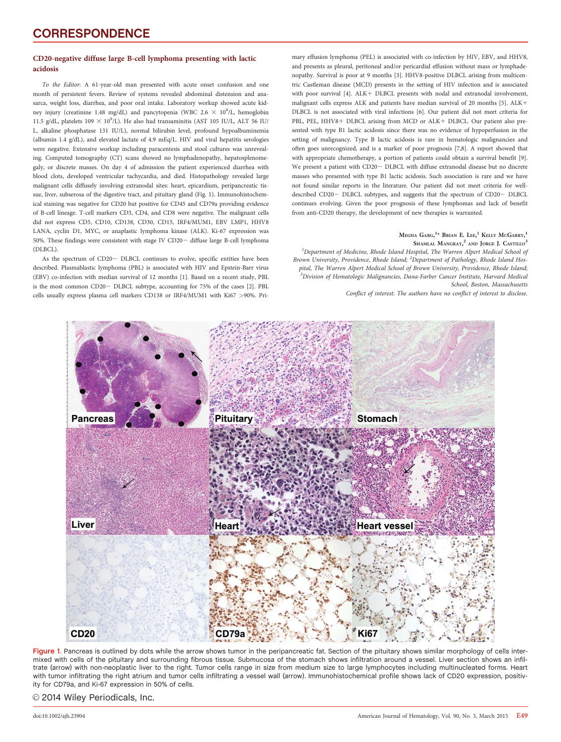# CORRESPONDENCE

## CD20-negative diffuse large B-cell lymphoma presenting with lactic acidosis

*To the Editor*: A 61-year-old man presented with acute onset confusion and one month of persistent fevers. Review of systems revealed abdominal distension and anasarca, weight loss, diarrhea, and poor oral intake. Laboratory workup showed acute kidney injury (creatinine 1.48 mg/dL) and pancytopenia (WBC 2.6 × $10^9$/L, hemoglobin 11.5 g/dL, platelets 109 × $10^9$/L). He also had transaminitis (AST 105 IU/L, ALT 56 IU/L, alkaline phosphatase 131 IU/L), normal bilirubin level, profound hypoalbuminemia (albumin 1.4 g/dL), and elevated lactate of 4.9 mEq/L. HIV and viral hepatitis serologies were negative. Extensive workup including paracentesis and stool cultures was unrevealing. Computed tomography (CT) scans showed no lymphadenopathy, hepatosplenomegaly, or discrete masses. On day 4 of admission the patient experienced diarrhea with blood clots, developed ventricular tachycardia, and died. Histopathology revealed large malignant cells diffusely involving extranodal sites: heart, epicardium, peripancreatic tissue, liver, subserosa of the digestive tract, and pituitary gland (Fig. 1). Immunohistochemical staining was negative for CD20 but positive for CD45 and CD79a providing evidence of B-cell lineage. T-cell markers CD3, CD4, and CD8 were negative. The malignant cells did not express CD5, CD10, CD138, CD30, CD15, IRF4/MUM1, EBV LMP1, HHV8 LANA, cyclin D1, MYC, or anaplastic lymphoma kinase (ALK). Ki-67 expression was 50%. These findings were consistent with stage IV CD20− diffuse large B-cell lymphoma (DLBCL).

As the spectrum of CD20− DLBCL continues to evolve, specific entities have been described. Plasmablastic lymphoma (PBL) is associated with HIV and Epstein-Barr virus (EBV) co-infection with median survival of 12 months [1]. Based on a recent study, PBL is the most common CD20− DLBCL subtype, accounting for 75% of the cases [2]. PBL cells usually express plasma cell markers CD138 or IRF4/MUM1 with Ki67 >90%. Primary effusion lymphoma (PEL) is associated with co-infection by HIV, EBV, and HHV8, and presents as pleural, peritoneal and/or pericardial effusion without mass or lymphadenopathy. Survival is poor at 9 months [3]. HHV8-positive DLBCL arising from multicentric Castleman disease (MCD) presents in the setting of HIV infection and is associated with poor survival [4]. ALK+ DLBCL presents with nodal and extranodal involvement, malignant cells express ALK and patients have median survival of 20 months [5]. ALK+ DLBCL is not associated with viral infections [6]. Our patient did not meet criteria for PBL, PEL, HHV8+ DLBCL arising from MCD or ALK+ DLBCL. Our patient also presented with type B1 lactic acidosis since there was no evidence of hypoperfusion in the setting of malignancy. Type B lactic acidosis is rare in hematologic malignancies and often goes unrecognized, and is a marker of poor prognosis [7,8]. A report showed that with appropriate chemotherapy, a portion of patients could obtain a survival benefit [9]. We present a patient with CD20− DLBCL with diffuse extranodal disease but no discrete masses who presented with type B1 lactic acidosis. Such association is rare and we have not found similar reports in the literature. Our patient did not meet criteria for well-described CD20− DLBCL subtypes, and suggests that the spectrum of CD20− DLBCL continues evolving. Given the poor prognosis of these lymphomas and lack of benefit from anti-CD20 therapy, the development of new therapies is warranted.

Megha Garg,[1]* Brian E. Lee,[1] Kelly McGarry,[1] Shamlal Mangray,[2] and Jorge J. Castillo[3]

[1]Department of Medicine, Rhode Island Hospital, The Warren Alpert Medical School of Brown University, Providence, Rhode Island; [2]Department of Pathology, Rhode Island Hospital, The Warren Alpert Medical School of Brown University, Providence, Rhode Island; [3]Division of Hematologic Malignancies, Dana-Farber Cancer Institute, Harvard Medical School, Boston, Massachusetts

*Conflict of interest: The authors have no conflict of interest to disclose.*

Pancreas
Pituitary
Stomach
Liver
Heart
Heart vessel
CD20
CD79a
Ki67

Figure 1. Pancreas is outlined by dots while the arrow shows tumor in the peripancreatic fat. Section of the pituitary shows similar morphology of cells intermixed with cells of the pituitary and surrounding fibrous tissue. Submucosa of the stomach shows infiltration around a vessel. Liver section shows an infiltrate (arrow) with non-neoplastic liver to the right. Tumor cells range in size from medium size to large lymphocytes including multinucleated forms. Heart with tumor infiltrating the right atrium and tumor cells infiltrating a vessel wall (arrow). Immunohistochemical profile shows lack of CD20 expression, positivity for CD79a, and Ki-67 expression in 50% of cells.

© 2014 Wiley Periodicals, Inc.

doi:10.1002/ajh.23904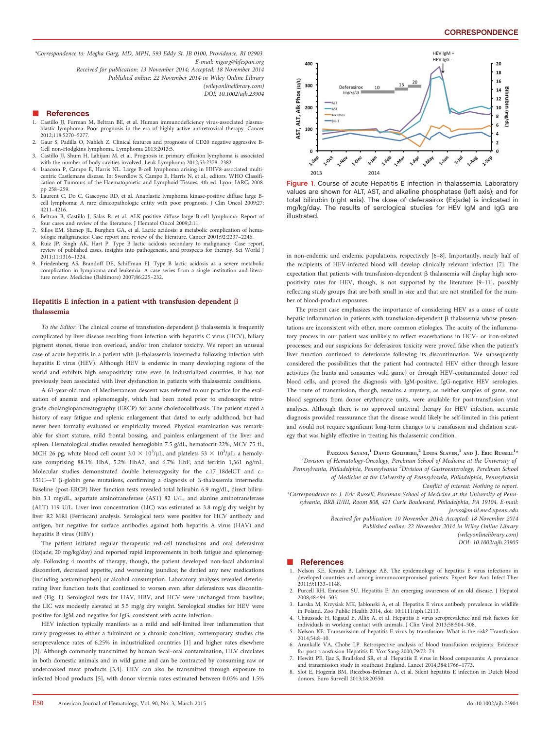*Correspondence to: Megha Garg, MD, MPH, 593 Eddy St. JB 0100, Providence, RI 02903. E-mail: mgarg@lifespan.org

Received for publication: 13 November 2014; Accepted: 18 November 2014

Published online: 22 November 2014 in Wiley Online Library (wileyonlinelibrary.com)

DOI: 10.1002/ajh.23904

## References

1. Castillo JJ, Furman M, Beltran BE, et al. Human immunodeficiency virus-associated plasmablastic lymphoma: Poor prognosis in the era of highly active antiretroviral therapy. Cancer 2012;118:5270–5277.
2. Gaur S, Padilla O, Nahleh Z. Clinical features and prognosis of CD20 negative aggressive B-Cell non-Hodgkins lymphoma. Lymphoma 2013;2013:5.
3. Castillo JJ, Shum H, Lahijani M, et al. Prognosis in primary effusion lymphoma is associated with the number of body cavities involved. Leuk Lymphoma 2012;53:2378–2382.
4. Isaacson P, Campo E, Harris NL. Large B-cell lymphoma arising in HHV8-associated multicentric Castlemans disease. In: Swerdlow S, Campo E, Harris N, et al., editors. WHO Classification of Tumours of the Haematopoietic and Lymphoid Tissues, 4th ed. Lyon: IARC; 2008. pp 258–259.
5. Laurent C, Do C, Gascoyne RD, et al. Anaplastic lymphoma kinase-positive diffuse large B-cell lymphoma: A rare clinicopathologic entity with poor prognosis. J Clin Oncol 2009;27: 4211–4216.
6. Beltran B, Castillo J, Salas R, et al. ALK-positive diffuse large B-cell lymphoma: Report of four cases and review of the literature. J Hematol Oncol 2009;2:11.
7. Sillos EM, Shenep JL, Burghen GA, et al. Lactic acidosis: a metabolic complication of hematologic malignancies: Case report and review of the literature. Cancer 2001;92:2237–2246.
8. Ruiz JP, Singh AK, Hart P. Type B lactic acidosis secondary to malignancy: Case report, review of published cases, insights into pathogenesis, and prospects for therapy. Sci World J 2011;11:1316–1324.
9. Friedenberg AS, Brandoff DE, Schiffman FJ. Type B lactic acidosis as a severe metabolic complication in lymphoma and leukemia: A case series from a single institution and literature review. Medicine (Baltimore) 2007;86:225–232.

## Hepatitis E infection in a patient with transfusion-dependent β thalassemia

*To the Editor*: The clinical course of transfusion-dependent β thalassemia is frequently complicated by liver disease resulting from infection with hepatitis C virus (HCV), biliary pigment stones, tissue iron overload, and/or iron chelator toxicity. We report an unusual case of acute hepatitis in a patient with β-thalassemia intermedia following infection with hepatitis E virus (HEV). Although HEV is endemic in many developing regions of the world and exhibits high seropositivity rates even in industrialized countries, it has not previously been associated with liver dysfunction in patients with thalassemic conditions.

A 61-year-old man of Mediterranean descent was referred to our practice for the evaluation of anemia and splenomegaly, which had been noted prior to endoscopic retrograde cholangiopancreatography (ERCP) for acute choledocolithiasis. The patient stated a history of easy fatigue and splenic enlargement that dated to early adulthood, but had never been formally evaluated or empirically treated. Physical examination was remarkable for short stature, mild frontal bossing, and painless enlargement of the liver and spleen. Hematological studies revealed hemoglobin 7.5 g/dL, hematocrit 22%, MCV 75 fL, MCH 26 pg, white blood cell count $3.0 \times 10^3/\mu L$, and platelets $53 \times 10^3/\mu L$; a hemolysate comprising 88.1% HbA, 5.2% HbA2, and 6.7% HbF; and ferritin 1,361 ng/mL. Molecular studies demonstrated double heterozygosity for the c.17_18delCT and c.-151C→T β-globin gene mutations, confirming a diagnosis of β-thalassemia intermedia. Baseline (post-ERCP) liver function tests revealed total bilirubin 6.9 mg/dL, direct bilirubin 3.1 mg/dL, aspartate aminotransferase (AST) 82 U/L, and alanine aminotransferase (ALT) 119 U/L. Liver iron concentration (LIC) was estimated as 3.8 mg/g dry weight by liver R2 MRI (Ferriscan) analysis. Serological tests were positive for HCV antibody and antigen, but negative for surface antibodies against both hepatitis A virus (HAV) and hepatitis B virus (HBV).

The patient initiated regular therapeutic red-cell transfusions and oral deferasirox (Exjade; 20 mg/kg/day) and reported rapid improvements in both fatigue and splenomegaly. Following 4 months of therapy, though, the patient developed non-focal abdominal discomfort, decreased appetite, and worsening jaundice; he denied any new medications (including acetaminophen) or alcohol consumption. Laboratory analyses revealed deteriorating liver function tests that continued to worsen even after deferasirox was discontinued (Fig. 1). Serological tests for HAV, HBV, and HCV were unchanged from baseline; the LIC was modestly elevated at 5.5 mg/g dry weight. Serological studies for HEV were positive for IgM and negative for IgG, consistent with acute infection.

HEV infection typically manifests as a mild and self-limited liver inflammation that rarely progresses to either a fulminant or a chronic condition; contemporary studies cite seroprevalence rates of 6.25% in industrialized countries [1] and higher rates elsewhere [2]. Although commonly transmitted by human fecal–oral contamination, HEV circulates in both domestic animals and in wild game and can be contracted by consuming raw or undercooked meat products [3,4]. HEV can also be transmitted through exposure to infected blood products [5], with donor viremia rates estimated between 0.03% and 1.5%

HEV IgM +
HEV IgG -

Deferasirox (mg/kg/d) 10 15 20

ALT
AST
Alk Phos
Bili-T

AST, ALT, Alk Phos (U/L)

Bilirubin (mg/dL)

2013 2014

Figure 1. Course of acute Hepatitis E infection in thalassemia. Laboratory values are shown for ALT, AST, and alkaline phosphatase (left axis); and for total bilirubin (right axis). The dose of deferasirox (Exjade) is indicated in mg/kg/day. The results of serological studies for HEV IgM and IgG are illustrated.

in non-endemic and endemic populations, respectively [6–8]. Importantly, nearly half of the recipients of HEV-infected blood will develop clinically relevant infection [7]. The expectation that patients with transfusion-dependent β thalassemia will display high seropositivity rates for HEV, though, is not supported by the literature [9–11], possibly reflecting study groups that are both small in size and that are not stratified for the number of blood-product exposures.

The present case emphasizes the importance of considering HEV as a cause of acute hepatic inflammation in patients with transfusion-dependent β thalassemia whose presentations are inconsistent with other, more common etiologies. The acuity of the inflammatory process in our patient was unlikely to reflect exacerbations in HCV- or iron-related processes; and our suspicions for deferasirox toxicity were proved false when the patient's liver function continued to deteriorate following its discontinuation. We subsequently considered the possibilities that the patient had contracted HEV either through leisure activities (he hunts and consumes wild game) or through HEV-contaminated donor red blood cells, and proved the diagnosis with IgM-positive, IgG-negative HEV serologies. The route of transmission, though, remains a mystery, as neither samples of game, nor blood segments from donor erythrocyte units, were available for post-transfusion viral analyses. Although there is no approved antiviral therapy for HEV infection, accurate diagnosis provided reassurance that the disease would likely be self-limited in this patient and would not require significant long-term changes to a transfusion and chelation strategy that was highly effective in treating his thalassemic condition.

FARZANA SAYANI,[1] DAVID GOLDBERG,[2] LINDA SLAVEN,[1] AND J. ERIC RUSSELL[1]*

[1]Division of Hematology-Oncology, Perelman School of Medicine at the University of Pennsylvania, Philadelphia, Pennsylvania [2]Division of Gastroenterology, Perelman School of Medicine at the University of Pennsylvania, Philadelphia, Pennsylvania

*Conflict of interest: Nothing to report.*

*Correspondence to: J. Eric Russell; Perelman School of Medicine at the University of Pennsylvania, BRB II/III, Room 808, 421 Curie Boulevard, Philadelphia, PA 19104. E-mail: jeruss@mail.med.upenn.edu

Received for publication: 10 November 2014; Accepted: 18 November 2014

Published online: 22 November 2014 in Wiley Online Library (wileyonlinelibrary.com)

DOI: 10.1002/ajh.23905

## References

1. Nelson KE, Kmush B, Labrique AB. The epidemiology of hepatitis E virus infections in developed countries and among immunocompromised patients. Expert Rev Anti Infect Ther 2011;9:1133–1148.
2. Purcell RH, Emerson SU. Hepatitis E: An emerging awareness of an old disease. J Hepatol 2008;48:494–503.
3. Larska M, Krzysiak MK, Jablonski A, et al. Hepatitis E virus antibody prevalence in wildlife in Poland. Zoo Public Health 2014, doi: 10:1111/zph.12113.
4. Chaussade H, Rigaud E, Allix A, et al. Hepatitis E virus seroprevalence and risk factors for individuals in working contact with animals. J Clin Virol 2013;58:504–508.
5. Nelson KE. Transmission of hepatitis E virus by transfusion: What is the risk? Transfusion 2014;54:8–10.
6. Arankalle VA, Chobe LP. Retrospective analysis of blood transfusion recipients: Evidence for post-transfusion Hepatitis E. Vox Sang 2000;79:72–74.
7. Hewitt PE, Ijaz S, Brailsford SR, et al. Hepatitis E virus in blood components: A prevalence and transmission study in southeast England. Lancet 2014;384:1766–1773.
8. Slot E, Hogema BM, Riezebos-Brilman A, et al. Silent hepatitis E infection in Dutch blood donors. Euro Surveill 2013;18:20550.